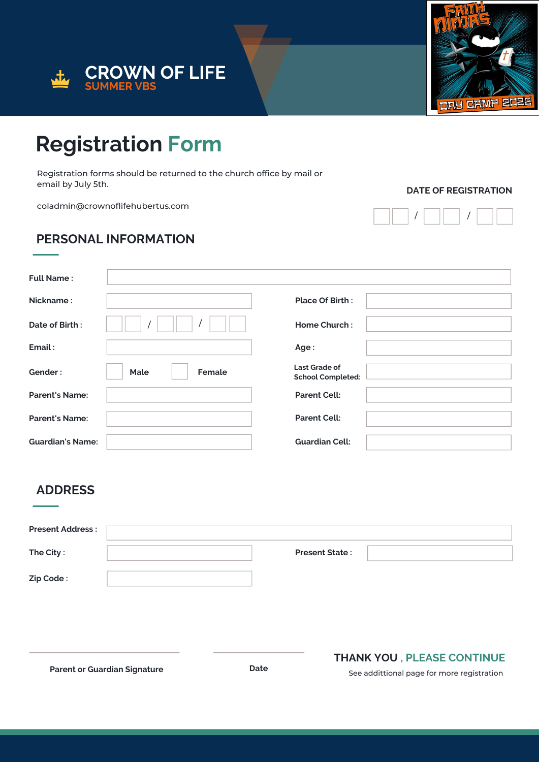CROWN OF LIFE
SUMMER VBS

FAITH NINJAS
DAY CAMP 2022

# Registration Form

Registration forms should be returned to the church office by mail or email by July 5th.

coladmin@crownoflifehubertus.com

DATE OF REGISTRATION

__ __ / __ __ / __ __

## PERSONAL INFORMATION

Full Name :

Nickname :

Place Of Birth :

Date of Birth : __ __ / __ __ / __ __

Home Church :

Email :

Age :

Gender : ☐ Male ☐ Female

Last Grade of School Completed:

Parent's Name:

Parent Cell:

Parent's Name:

Parent Cell:

Guardian's Name:

Guardian Cell:

## ADDRESS

Present Address :

The City :

Present State :

Zip Code :

Parent or Guardian Signature

Date

THANK YOU , PLEASE CONTINUE

See addittional page for more registration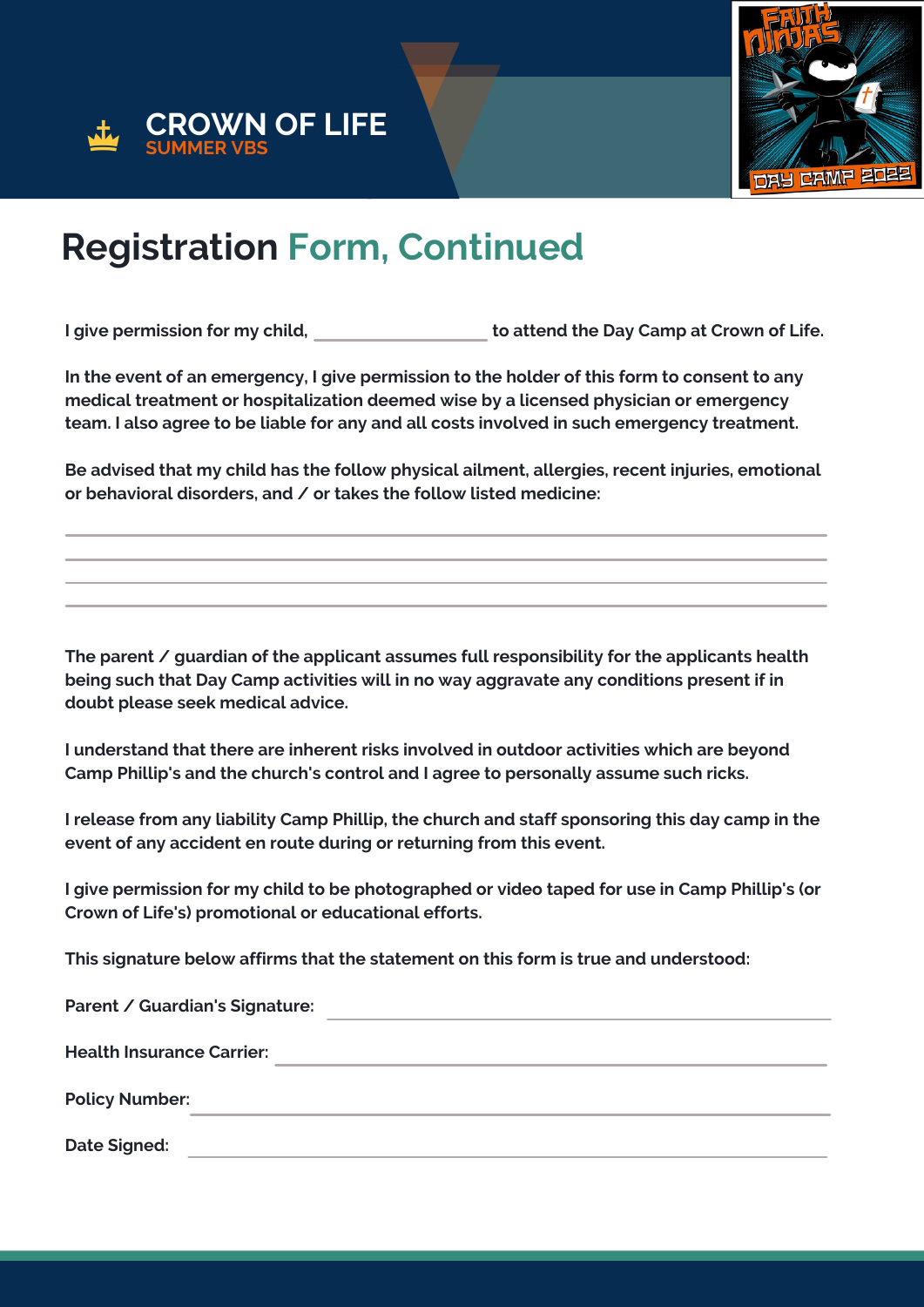CROWN OF LIFE
SUMMER VBS

# Registration Form, Continued

I give permission for my child, ____________________ to attend the Day Camp at Crown of Life.

In the event of an emergency, I give permission to the holder of this form to consent to any medical treatment or hospitalization deemed wise by a licensed physician or emergency team. I also agree to be liable for any and all costs involved in such emergency treatment.

Be advised that my child has the follow physical ailment, allergies, recent injuries, emotional or behavioral disorders, and / or takes the follow listed medicine:

______________________________________________________________________

______________________________________________________________________

______________________________________________________________________

______________________________________________________________________

The parent / guardian of the applicant assumes full responsibility for the applicants health being such that Day Camp activities will in no way aggravate any conditions present if in doubt please seek medical advice.

I understand that there are inherent risks involved in outdoor activities which are beyond Camp Phillip's and the church's control and I agree to personally assume such ricks.

I release from any liability Camp Phillip, the church and staff sponsoring this day camp in the event of any accident en route during or returning from this event.

I give permission for my child to be photographed or video taped for use in Camp Phillip's (or Crown of Life's) promotional or educational efforts.

This signature below affirms that the statement on this form is true and understood:

Parent / Guardian's Signature: ______________________________

Health Insurance Carrier: ______________________________

Policy Number: ______________________________

Date Signed: ______________________________